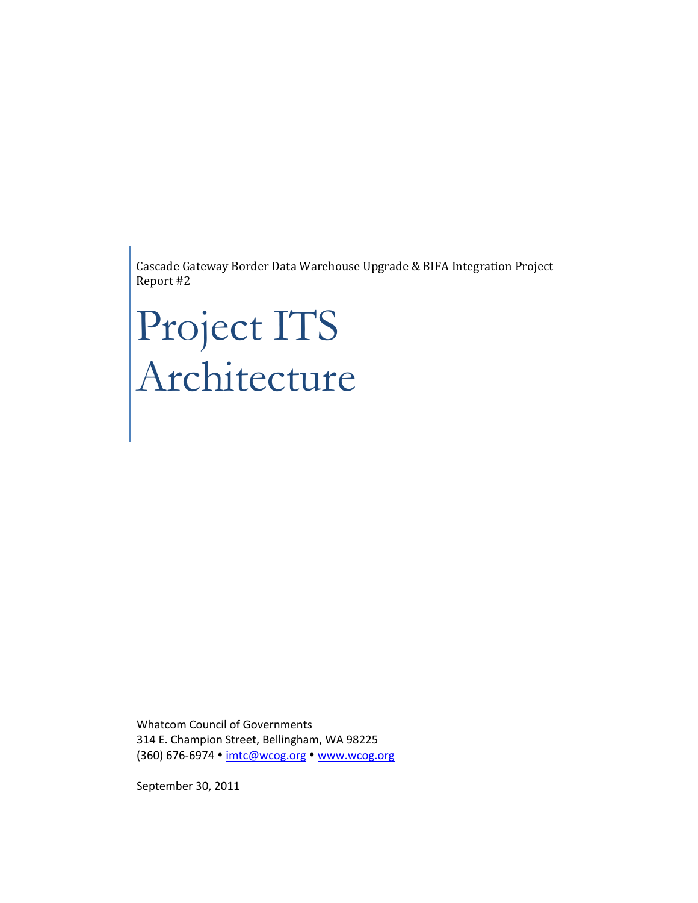Cascade Gateway Border Data Warehouse Upgrade & BIFA Integration Project
Report #2

# Project ITS Architecture

Whatcom Council of Governments
314 E. Champion Street, Bellingham, WA 98225
(360) 676-6974 • [imtc@wcog.org](mailto:imtc@wcog.org) • [www.wcog.org](http://www.wcog.org)

September 30, 2011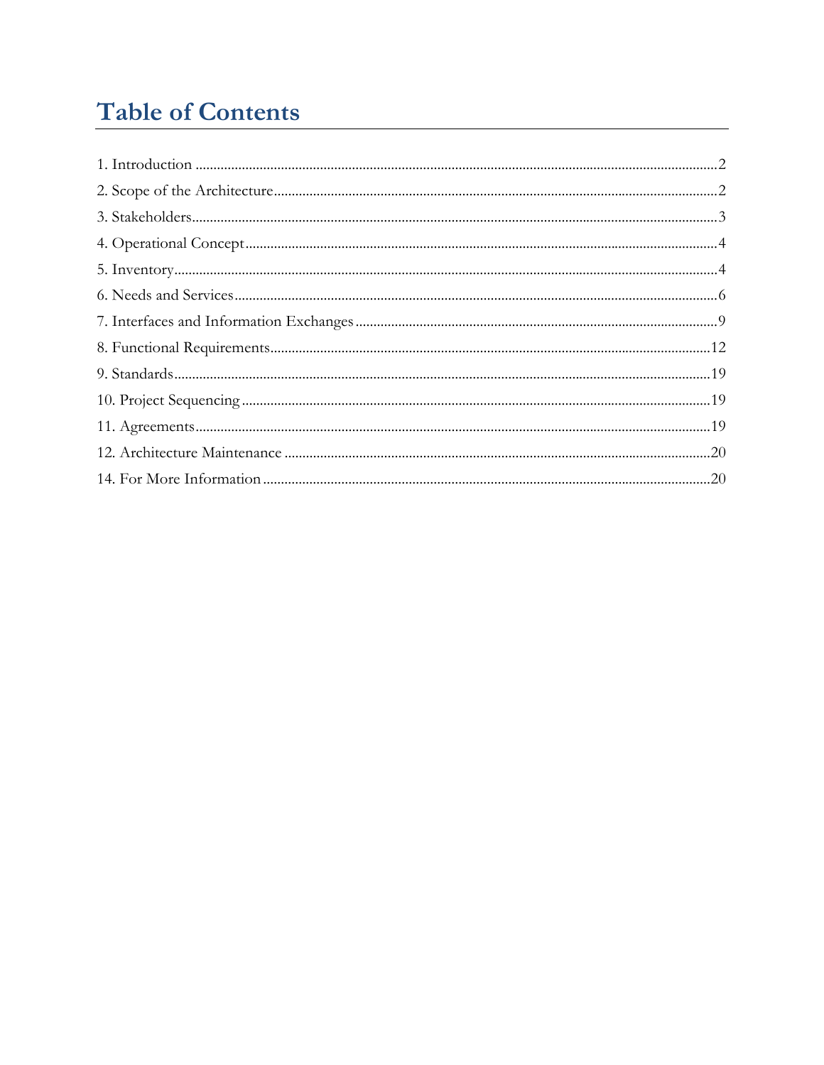# Table of Contents

1. Introduction ........................................................................................................................................2
2. Scope of the Architecture ....................................................................................................................2
3. Stakeholders ........................................................................................................................................3
4. Operational Concept ...........................................................................................................................4
5. Inventory .............................................................................................................................................4
6. Needs and Services ..............................................................................................................................6
7. Interfaces and Information Exchanges ................................................................................................9
8. Functional Requirements ..................................................................................................................12
9. Standards ...........................................................................................................................................19
10. Project Sequencing ..........................................................................................................................19
11. Agreements ......................................................................................................................................19
12. Architecture Maintenance ...............................................................................................................20
14. For More Information ......................................................................................................................20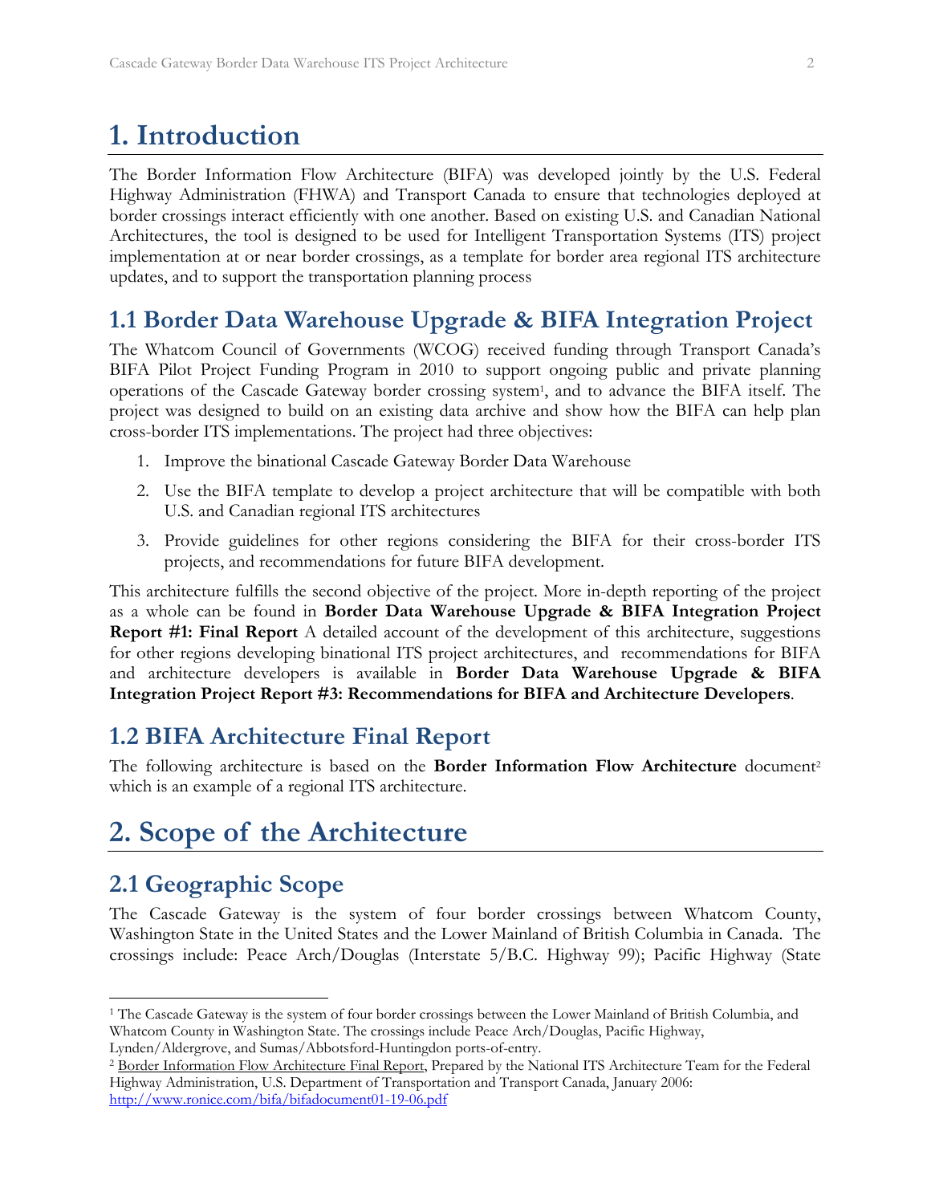# 1. Introduction

The Border Information Flow Architecture (BIFA) was developed jointly by the U.S. Federal Highway Administration (FHWA) and Transport Canada to ensure that technologies deployed at border crossings interact efficiently with one another. Based on existing U.S. and Canadian National Architectures, the tool is designed to be used for Intelligent Transportation Systems (ITS) project implementation at or near border crossings, as a template for border area regional ITS architecture updates, and to support the transportation planning process

## 1.1 Border Data Warehouse Upgrade & BIFA Integration Project

The Whatcom Council of Governments (WCOG) received funding through Transport Canada's BIFA Pilot Project Funding Program in 2010 to support ongoing public and private planning operations of the Cascade Gateway border crossing system[1], and to advance the BIFA itself. The project was designed to build on an existing data archive and show how the BIFA can help plan cross-border ITS implementations. The project had three objectives:

1. Improve the binational Cascade Gateway Border Data Warehouse
2. Use the BIFA template to develop a project architecture that will be compatible with both U.S. and Canadian regional ITS architectures
3. Provide guidelines for other regions considering the BIFA for their cross-border ITS projects, and recommendations for future BIFA development.

This architecture fulfills the second objective of the project. More in-depth reporting of the project as a whole can be found in **Border Data Warehouse Upgrade & BIFA Integration Project Report #1: Final Report** A detailed account of the development of this architecture, suggestions for other regions developing binational ITS project architectures, and recommendations for BIFA and architecture developers is available in **Border Data Warehouse Upgrade & BIFA Integration Project Report #3: Recommendations for BIFA and Architecture Developers**.

## 1.2 BIFA Architecture Final Report

The following architecture is based on the **Border Information Flow Architecture** document[2] which is an example of a regional ITS architecture.

# 2. Scope of the Architecture

## 2.1 Geographic Scope

The Cascade Gateway is the system of four border crossings between Whatcom County, Washington State in the United States and the Lower Mainland of British Columbia in Canada. The crossings include: Peace Arch/Douglas (Interstate 5/B.C. Highway 99); Pacific Highway (State

---

[1] The Cascade Gateway is the system of four border crossings between the Lower Mainland of British Columbia, and Whatcom County in Washington State. The crossings include Peace Arch/Douglas, Pacific Highway, Lynden/Aldergrove, and Sumas/Abbotsford-Huntingdon ports-of-entry.

[2] Border Information Flow Architecture Final Report, Prepared by the National ITS Architecture Team for the Federal Highway Administration, U.S. Department of Transportation and Transport Canada, January 2006: http://www.ronice.com/bifa/bifadocument01-19-06.pdf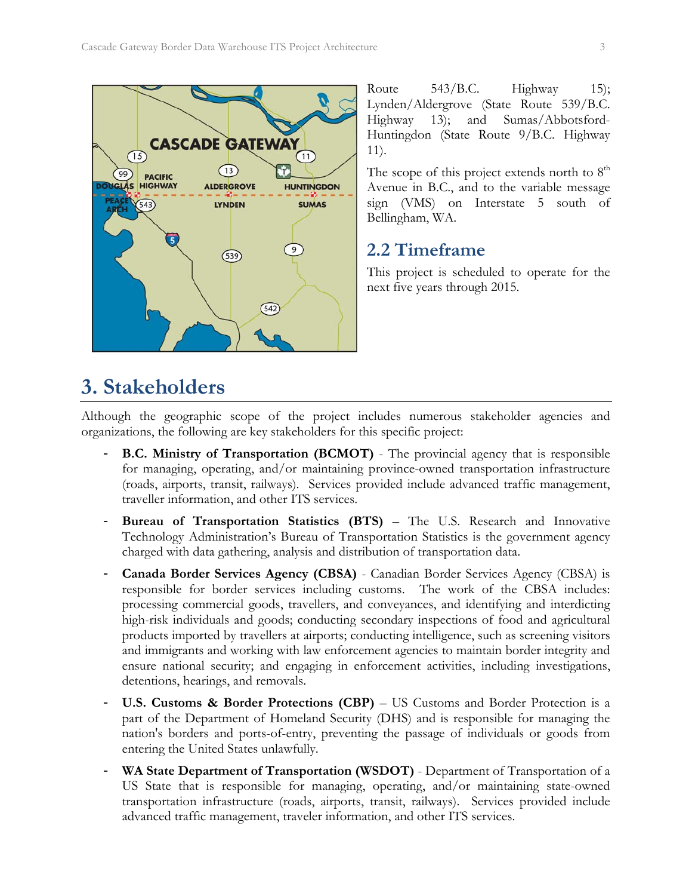Route 543/B.C. Highway 15); Lynden/Aldergrove (State Route 539/B.C. Highway 13); and Sumas/Abbotsford-Huntingdon (State Route 9/B.C. Highway 11).

The scope of this project extends north to 8th Avenue in B.C., and to the variable message sign (VMS) on Interstate 5 south of Bellingham, WA.

## 2.2 Timeframe

This project is scheduled to operate for the next five years through 2015.

# 3. Stakeholders

Although the geographic scope of the project includes numerous stakeholder agencies and organizations, the following are key stakeholders for this specific project:

- **B.C. Ministry of Transportation (BCMOT)** - The provincial agency that is responsible for managing, operating, and/or maintaining province-owned transportation infrastructure (roads, airports, transit, railways). Services provided include advanced traffic management, traveller information, and other ITS services.
- **Bureau of Transportation Statistics (BTS)** – The U.S. Research and Innovative Technology Administration's Bureau of Transportation Statistics is the government agency charged with data gathering, analysis and distribution of transportation data.
- **Canada Border Services Agency (CBSA)** - Canadian Border Services Agency (CBSA) is responsible for border services including customs. The work of the CBSA includes: processing commercial goods, travellers, and conveyances, and identifying and interdicting high-risk individuals and goods; conducting secondary inspections of food and agricultural products imported by travellers at airports; conducting intelligence, such as screening visitors and immigrants and working with law enforcement agencies to maintain border integrity and ensure national security; and engaging in enforcement activities, including investigations, detentions, hearings, and removals.
- **U.S. Customs & Border Protections (CBP)** – US Customs and Border Protection is a part of the Department of Homeland Security (DHS) and is responsible for managing the nation's borders and ports-of-entry, preventing the passage of individuals or goods from entering the United States unlawfully.
- **WA State Department of Transportation (WSDOT)** - Department of Transportation of a US State that is responsible for managing, operating, and/or maintaining state-owned transportation infrastructure (roads, airports, transit, railways). Services provided include advanced traffic management, traveler information, and other ITS services.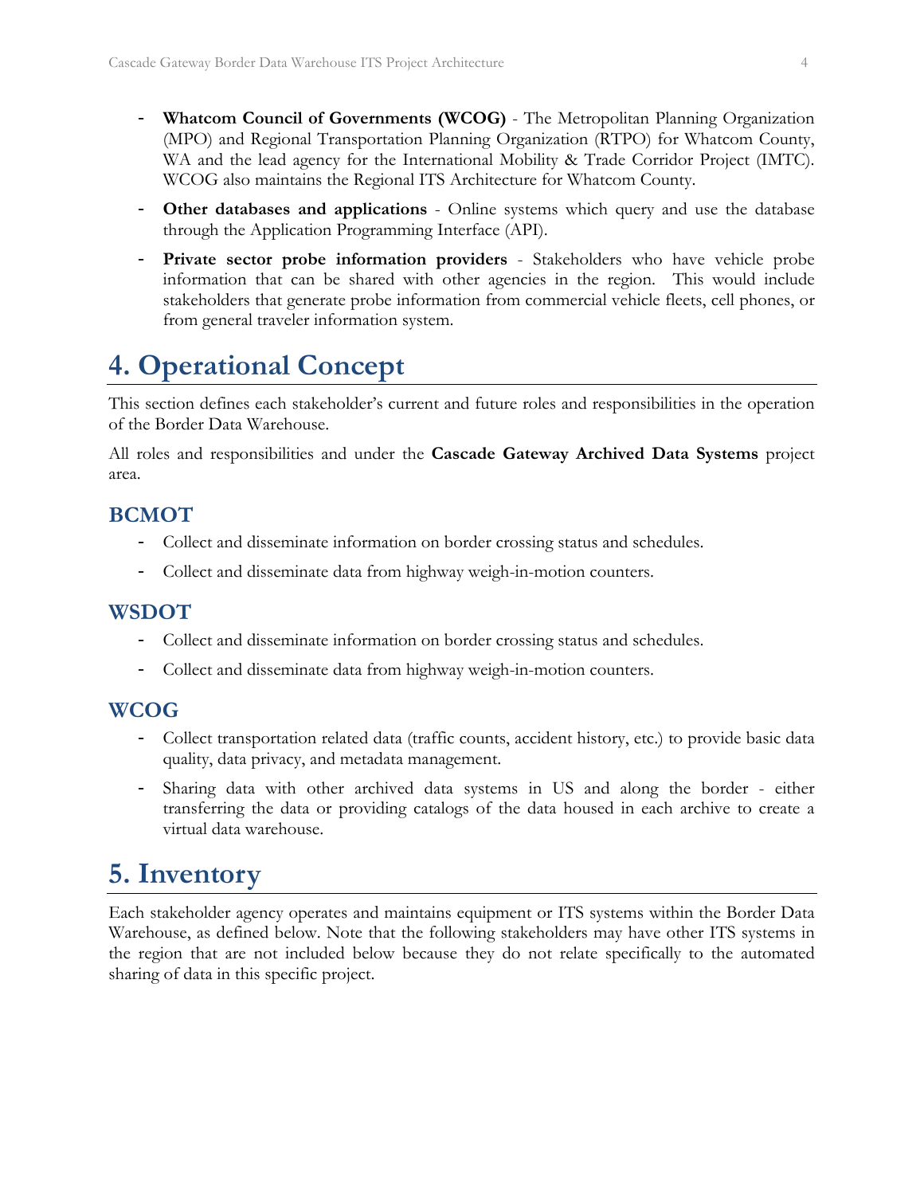- **Whatcom Council of Governments (WCOG)** - The Metropolitan Planning Organization (MPO) and Regional Transportation Planning Organization (RTPO) for Whatcom County, WA and the lead agency for the International Mobility & Trade Corridor Project (IMTC). WCOG also maintains the Regional ITS Architecture for Whatcom County.
- **Other databases and applications** - Online systems which query and use the database through the Application Programming Interface (API).
- **Private sector probe information providers** - Stakeholders who have vehicle probe information that can be shared with other agencies in the region. This would include stakeholders that generate probe information from commercial vehicle fleets, cell phones, or from general traveler information system.

# 4. Operational Concept

This section defines each stakeholder's current and future roles and responsibilities in the operation of the Border Data Warehouse.

All roles and responsibilities and under the **Cascade Gateway Archived Data Systems** project area.

## BCMOT

- Collect and disseminate information on border crossing status and schedules.
- Collect and disseminate data from highway weigh-in-motion counters.

## WSDOT

- Collect and disseminate information on border crossing status and schedules.
- Collect and disseminate data from highway weigh-in-motion counters.

## WCOG

- Collect transportation related data (traffic counts, accident history, etc.) to provide basic data quality, data privacy, and metadata management.
- Sharing data with other archived data systems in US and along the border - either transferring the data or providing catalogs of the data housed in each archive to create a virtual data warehouse.

# 5. Inventory

Each stakeholder agency operates and maintains equipment or ITS systems within the Border Data Warehouse, as defined below. Note that the following stakeholders may have other ITS systems in the region that are not included below because they do not relate specifically to the automated sharing of data in this specific project.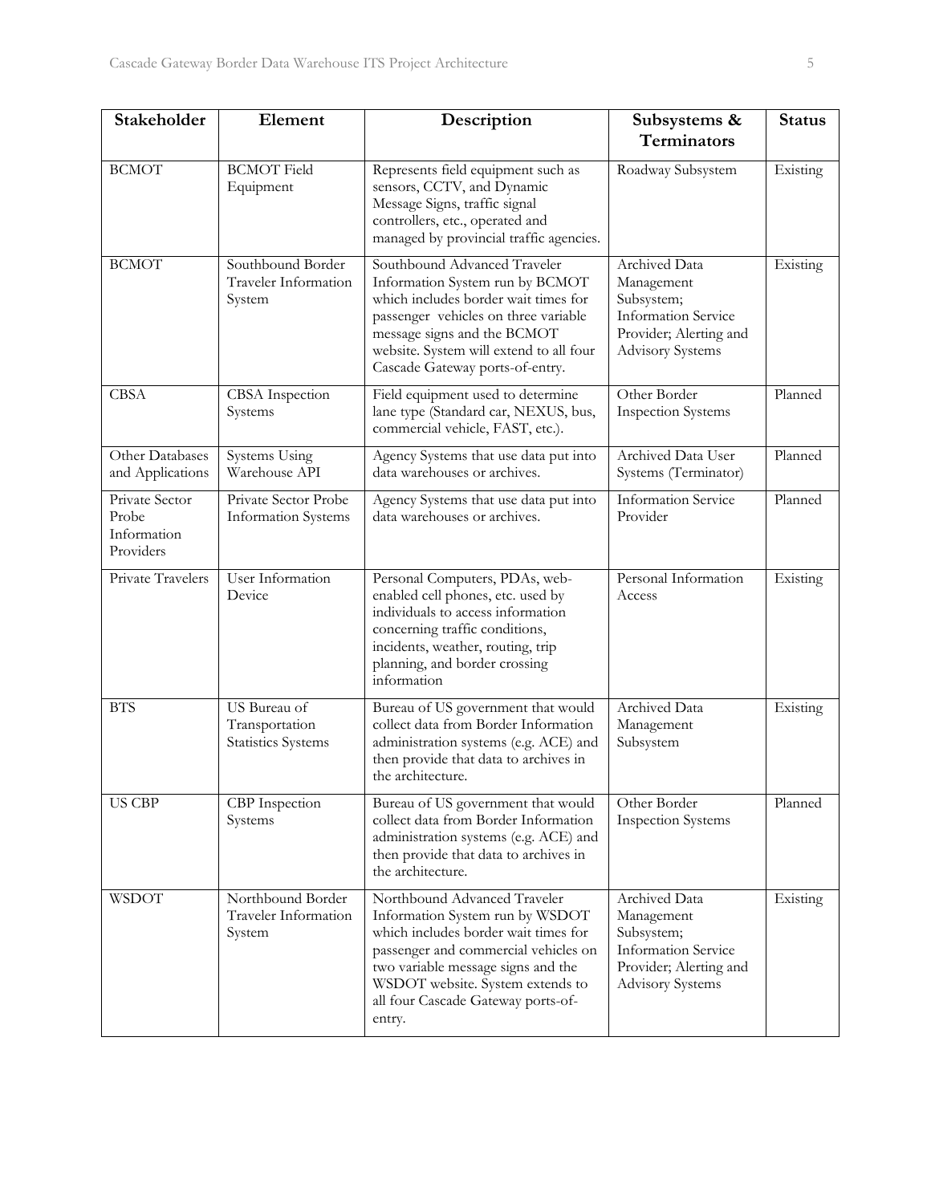| Stakeholder | Element | Description | Subsystems & Terminators | Status |
|---|---|---|---|---|
| BCMOT | BCMOT Field Equipment | Represents field equipment such as sensors, CCTV, and Dynamic Message Signs, traffic signal controllers, etc., operated and managed by provincial traffic agencies. | Roadway Subsystem | Existing |
| BCMOT | Southbound Border Traveler Information System | Southbound Advanced Traveler Information System run by BCMOT which includes border wait times for passenger vehicles on three variable message signs and the BCMOT website. System will extend to all four Cascade Gateway ports-of-entry. | Archived Data Management Subsystem; Information Service Provider; Alerting and Advisory Systems | Existing |
| CBSA | CBSA Inspection Systems | Field equipment used to determine lane type (Standard car, NEXUS, bus, commercial vehicle, FAST, etc.). | Other Border Inspection Systems | Planned |
| Other Databases and Applications | Systems Using Warehouse API | Agency Systems that use data put into data warehouses or archives. | Archived Data User Systems (Terminator) | Planned |
| Private Sector Probe Information Providers | Private Sector Probe Information Systems | Agency Systems that use data put into data warehouses or archives. | Information Service Provider | Planned |
| Private Travelers | User Information Device | Personal Computers, PDAs, web-enabled cell phones, etc. used by individuals to access information concerning traffic conditions, incidents, weather, routing, trip planning, and border crossing information | Personal Information Access | Existing |
| BTS | US Bureau of Transportation Statistics Systems | Bureau of US government that would collect data from Border Information administration systems (e.g. ACE) and then provide that data to archives in the architecture. | Archived Data Management Subsystem | Existing |
| US CBP | CBP Inspection Systems | Bureau of US government that would collect data from Border Information administration systems (e.g. ACE) and then provide that data to archives in the architecture. | Other Border Inspection Systems | Planned |
| WSDOT | Northbound Border Traveler Information System | Northbound Advanced Traveler Information System run by WSDOT which includes border wait times for passenger and commercial vehicles on two variable message signs and the WSDOT website. System extends to all four Cascade Gateway ports-of-entry. | Archived Data Management Subsystem; Information Service Provider; Alerting and Advisory Systems | Existing |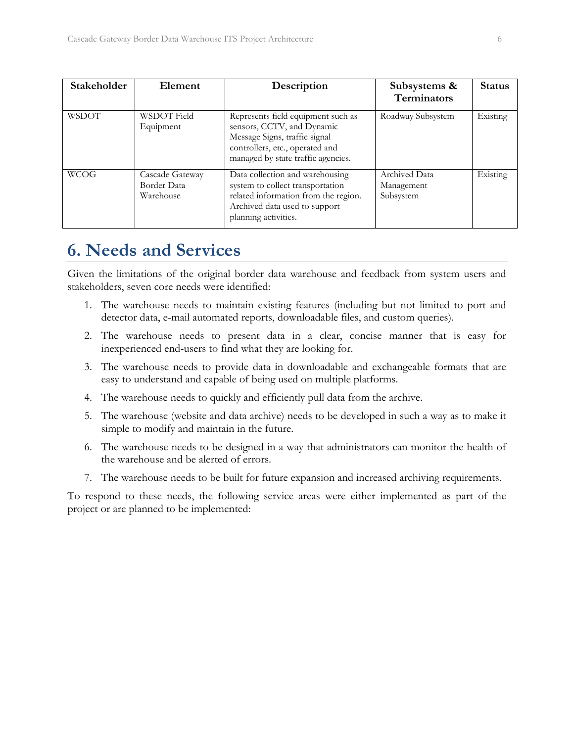| Stakeholder | Element | Description | Subsystems & Terminators | Status |
|---|---|---|---|---|
| WSDOT | WSDOT Field Equipment | Represents field equipment such as sensors, CCTV, and Dynamic Message Signs, traffic signal controllers, etc., operated and managed by state traffic agencies. | Roadway Subsystem | Existing |
| WCOG | Cascade Gateway Border Data Warehouse | Data collection and warehousing system to collect transportation related information from the region. Archived data used to support planning activities. | Archived Data Management Subsystem | Existing |

# 6. Needs and Services

Given the limitations of the original border data warehouse and feedback from system users and stakeholders, seven core needs were identified:

1. The warehouse needs to maintain existing features (including but not limited to port and detector data, e-mail automated reports, downloadable files, and custom queries).
2. The warehouse needs to present data in a clear, concise manner that is easy for inexperienced end-users to find what they are looking for.
3. The warehouse needs to provide data in downloadable and exchangeable formats that are easy to understand and capable of being used on multiple platforms.
4. The warehouse needs to quickly and efficiently pull data from the archive.
5. The warehouse (website and data archive) needs to be developed in such a way as to make it simple to modify and maintain in the future.
6. The warehouse needs to be designed in a way that administrators can monitor the health of the warehouse and be alerted of errors.
7. The warehouse needs to be built for future expansion and increased archiving requirements.

To respond to these needs, the following service areas were either implemented as part of the project or are planned to be implemented: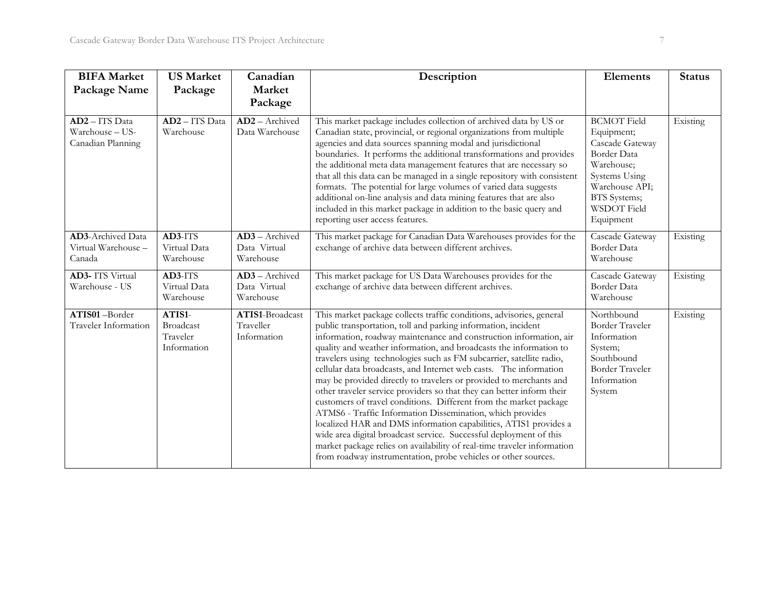| BIFA Market Package Name | US Market Package | Canadian Market Package | Description | Elements | Status |
|---|---|---|---|---|---|
| **AD2** – ITS Data Warehouse – US-Canadian Planning | **AD2** – ITS Data Warehouse | **AD2** – Archived Data Warehouse | This market package includes collection of archived data by US or Canadian state, provincial, or regional organizations from multiple agencies and data sources spanning modal and jurisdictional boundaries. It performs the additional transformations and provides the additional meta data management features that are necessary so that all this data can be managed in a single repository with consistent formats. The potential for large volumes of varied data suggests additional on-line analysis and data mining features that are also included in this market package in addition to the basic query and reporting user access features. | BCMOT Field Equipment; Cascade Gateway Border Data Warehouse; Systems Using Warehouse API; BTS Systems; WSDOT Field Equipment | Existing |
| **AD3**-Archived Data Virtual Warehouse – Canada | **AD3**-ITS Virtual Data Warehouse | **AD3** – Archived Data Virtual Warehouse | This market package for Canadian Data Warehouses provides for the exchange of archive data between different archives. | Cascade Gateway Border Data Warehouse | Existing |
| **AD3-** ITS Virtual Warehouse - US | **AD3**-ITS Virtual Data Warehouse | **AD3** – Archived Data Virtual Warehouse | This market package for US Data Warehouses provides for the exchange of archive data between different archives. | Cascade Gateway Border Data Warehouse | Existing |
| **ATIS01** –Border Traveler Information | **ATIS1**-Broadcast Traveler Information | **ATIS1**-Broadcast Traveller Information | This market package collects traffic conditions, advisories, general public transportation, toll and parking information, incident information, roadway maintenance and construction information, air quality and weather information, and broadcasts the information to travelers using technologies such as FM subcarrier, satellite radio, cellular data broadcasts, and Internet web casts. The information may be provided directly to travelers or provided to merchants and other traveler service providers so that they can better inform their customers of travel conditions. Different from the market package ATMS6 - Traffic Information Dissemination, which provides localized HAR and DMS information capabilities, ATIS1 provides a wide area digital broadcast service. Successful deployment of this market package relies on availability of real-time traveler information from roadway instrumentation, probe vehicles or other sources. | Northbound Border Traveler Information System; Southbound Border Traveler Information System | Existing |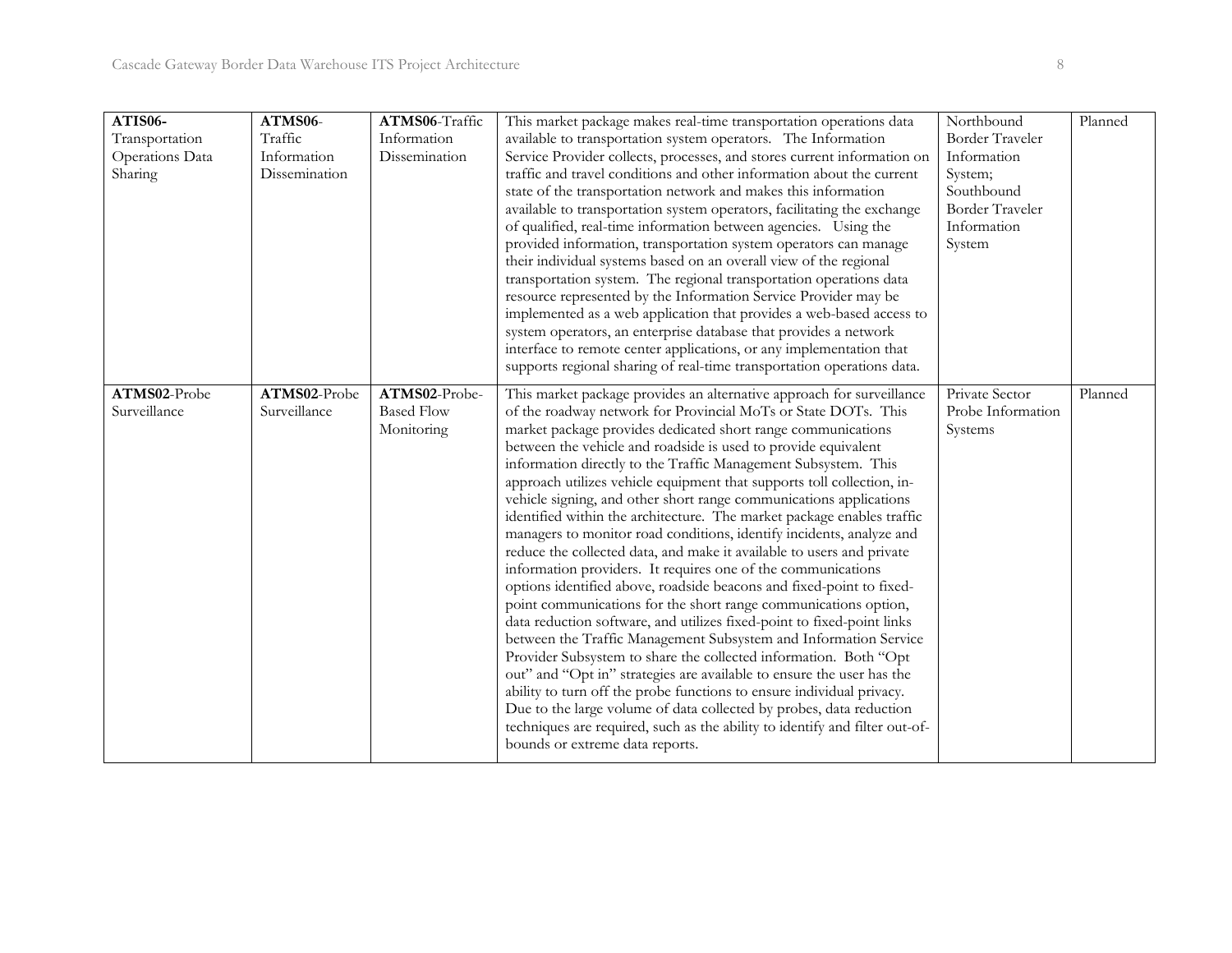| | | | | | |
|---|---|---|---|---|---|
| **ATIS06**-Transportation Operations Data Sharing | **ATMS06**-Traffic Information Dissemination | **ATMS06**-Traffic Information Dissemination | This market package makes real-time transportation operations data available to transportation system operators. The Information Service Provider collects, processes, and stores current information on traffic and travel conditions and other information about the current state of the transportation network and makes this information available to transportation system operators, facilitating the exchange of qualified, real-time information between agencies. Using the provided information, transportation system operators can manage their individual systems based on an overall view of the regional transportation system. The regional transportation operations data resource represented by the Information Service Provider may be implemented as a web application that provides a web-based access to system operators, an enterprise database that provides a network interface to remote center applications, or any implementation that supports regional sharing of real-time transportation operations data. | Northbound Border Traveler Information System; Southbound Border Traveler Information System | Planned |
| **ATMS02**-Probe Surveillance | **ATMS02**-Probe Surveillance | **ATMS02**-Probe-Based Flow Monitoring | This market package provides an alternative approach for surveillance of the roadway network for Provincial MoTs or State DOTs. This market package provides dedicated short range communications between the vehicle and roadside is used to provide equivalent information directly to the Traffic Management Subsystem. This approach utilizes vehicle equipment that supports toll collection, in-vehicle signing, and other short range communications applications identified within the architecture. The market package enables traffic managers to monitor road conditions, identify incidents, analyze and reduce the collected data, and make it available to users and private information providers. It requires one of the communications options identified above, roadside beacons and fixed-point to fixed-point communications for the short range communications option, data reduction software, and utilizes fixed-point to fixed-point links between the Traffic Management Subsystem and Information Service Provider Subsystem to share the collected information. Both "Opt out" and "Opt in" strategies are available to ensure the user has the ability to turn off the probe functions to ensure individual privacy. Due to the large volume of data collected by probes, data reduction techniques are required, such as the ability to identify and filter out-of-bounds or extreme data reports. | Private Sector Probe Information Systems | Planned |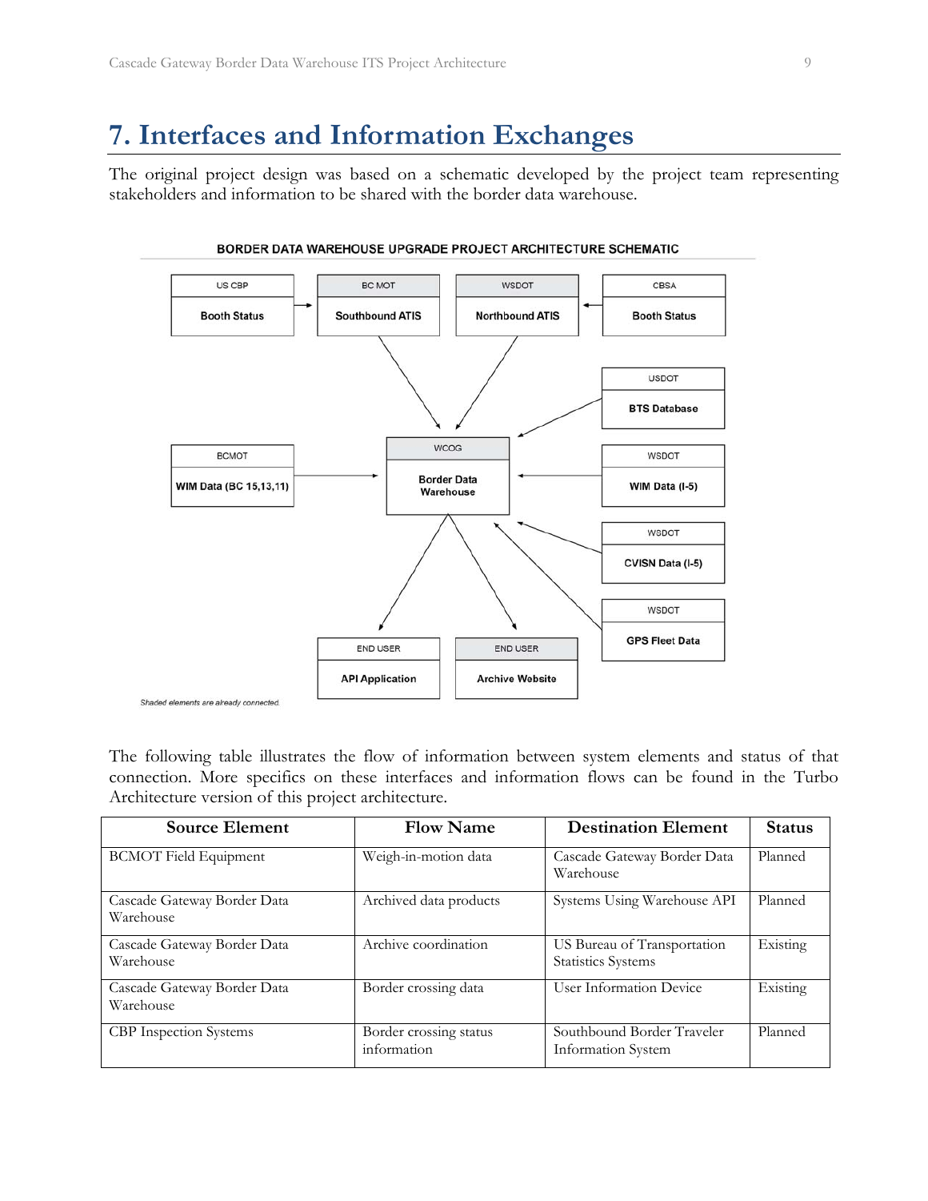# 7. Interfaces and Information Exchanges

The original project design was based on a schematic developed by the project team representing stakeholders and information to be shared with the border data warehouse.

BORDER DATA WAREHOUSE UPGRADE PROJECT ARCHITECTURE SCHEMATIC

US CBP Booth Status | BC MOT Southbound ATIS | WSDOT Northbound ATIS | CBSA Booth Status | USDOT BTS Database | BCMOT WIM Data (BC 15,13,11) | WCOG Border Data Warehouse | WSDOT WIM Data (I-5) | WSDOT CVISN Data (I-5) | WSDOT GPS Fleet Data | END USER API Application | END USER Archive Website

*Shaded elements are already connected.*

The following table illustrates the flow of information between system elements and status of that connection. More specifics on these interfaces and information flows can be found in the Turbo Architecture version of this project architecture.

| Source Element | Flow Name | Destination Element | Status |
|---|---|---|---|
| BCMOT Field Equipment | Weigh-in-motion data | Cascade Gateway Border Data Warehouse | Planned |
| Cascade Gateway Border Data Warehouse | Archived data products | Systems Using Warehouse API | Planned |
| Cascade Gateway Border Data Warehouse | Archive coordination | US Bureau of Transportation Statistics Systems | Existing |
| Cascade Gateway Border Data Warehouse | Border crossing data | User Information Device | Existing |
| CBP Inspection Systems | Border crossing status information | Southbound Border Traveler Information System | Planned |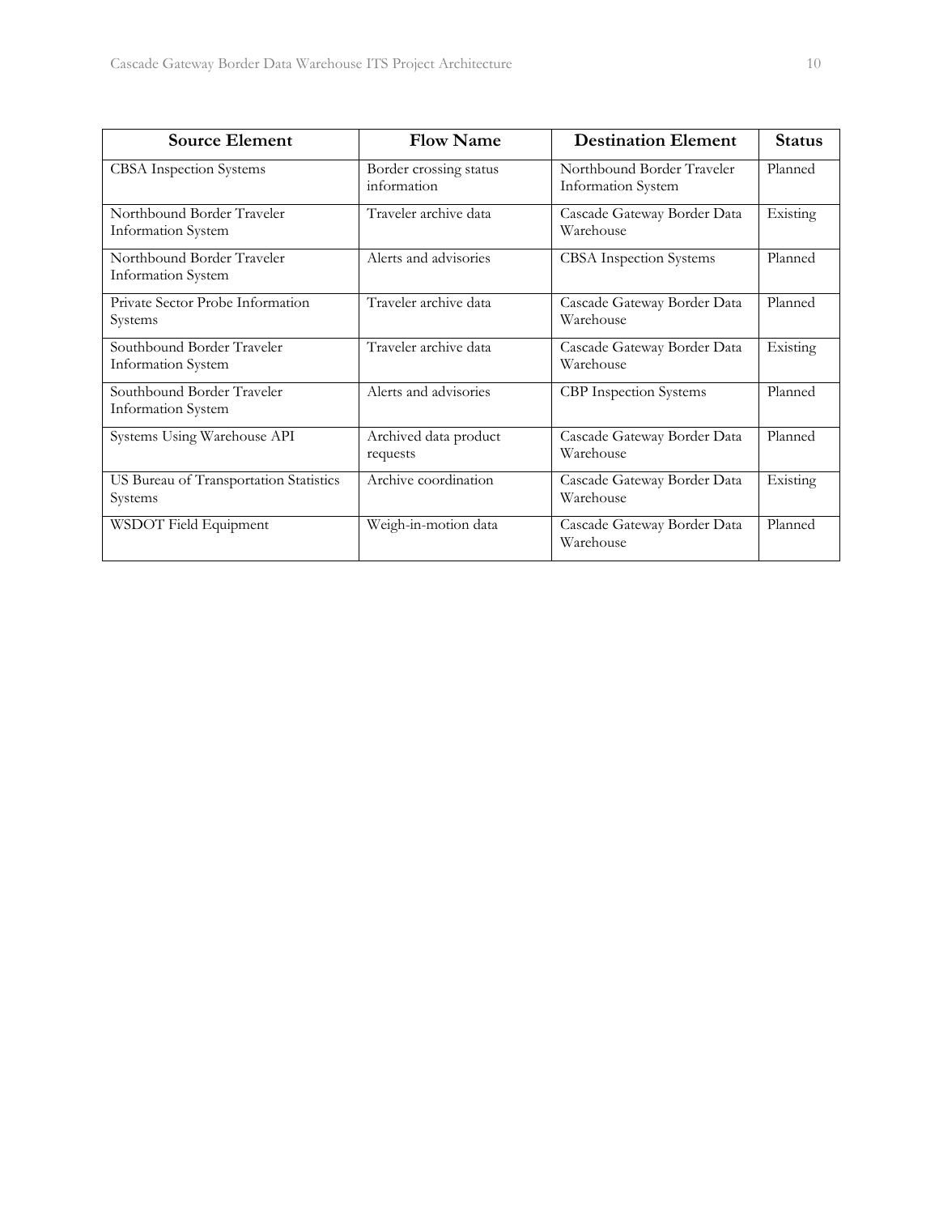| Source Element | Flow Name | Destination Element | Status |
|---|---|---|---|
| CBSA Inspection Systems | Border crossing status information | Northbound Border Traveler Information System | Planned |
| Northbound Border Traveler Information System | Traveler archive data | Cascade Gateway Border Data Warehouse | Existing |
| Northbound Border Traveler Information System | Alerts and advisories | CBSA Inspection Systems | Planned |
| Private Sector Probe Information Systems | Traveler archive data | Cascade Gateway Border Data Warehouse | Planned |
| Southbound Border Traveler Information System | Traveler archive data | Cascade Gateway Border Data Warehouse | Existing |
| Southbound Border Traveler Information System | Alerts and advisories | CBP Inspection Systems | Planned |
| Systems Using Warehouse API | Archived data product requests | Cascade Gateway Border Data Warehouse | Planned |
| US Bureau of Transportation Statistics Systems | Archive coordination | Cascade Gateway Border Data Warehouse | Existing |
| WSDOT Field Equipment | Weigh-in-motion data | Cascade Gateway Border Data Warehouse | Planned |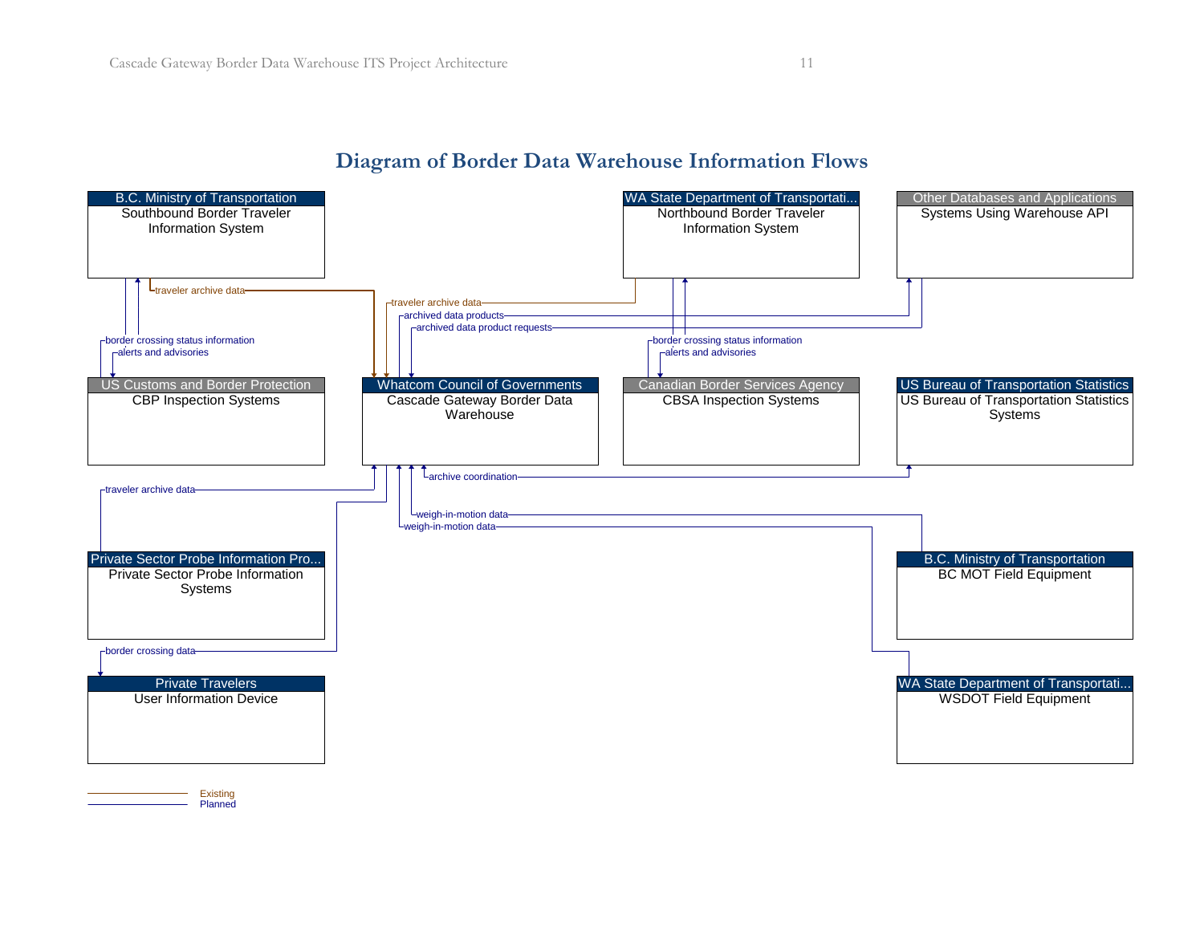## Diagram of Border Data Warehouse Information Flows

B.C. Ministry of Transportation
Southbound Border Traveler Information System

WA State Department of Transportati...
Northbound Border Traveler Information System

Other Databases and Applications
Systems Using Warehouse API

traveler archive data

traveler archive data

archived data products

archived data product requests

border crossing status information

alerts and advisories

border crossing status information

alerts and advisories

US Customs and Border Protection
CBP Inspection Systems

Whatcom Council of Governments
Cascade Gateway Border Data Warehouse

Canadian Border Services Agency
CBSA Inspection Systems

US Bureau of Transportation Statistics
US Bureau of Transportation Statistics Systems

archive coordination

traveler archive data

weigh-in-motion data

weigh-in-motion data

Private Sector Probe Information Pro...
Private Sector Probe Information Systems

B.C. Ministry of Transportation
BC MOT Field Equipment

border crossing data

Private Travelers
User Information Device

WA State Department of Transportati...
WSDOT Field Equipment

Existing
Planned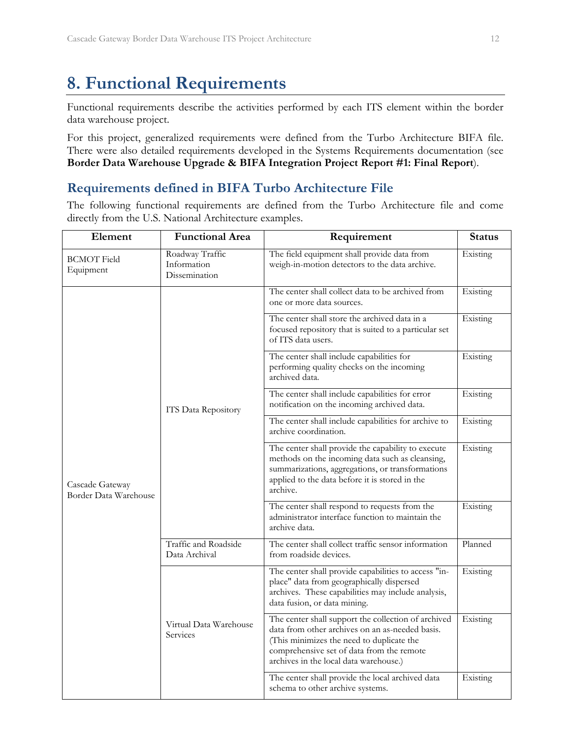# 8. Functional Requirements

Functional requirements describe the activities performed by each ITS element within the border data warehouse project.

For this project, generalized requirements were defined from the Turbo Architecture BIFA file. There were also detailed requirements developed in the Systems Requirements documentation (see **Border Data Warehouse Upgrade & BIFA Integration Project Report #1: Final Report**).

## Requirements defined in BIFA Turbo Architecture File

The following functional requirements are defined from the Turbo Architecture file and come directly from the U.S. National Architecture examples.

| Element | Functional Area | Requirement | Status |
|---|---|---|---|
| BCMOT Field Equipment | Roadway Traffic Information Dissemination | The field equipment shall provide data from weigh-in-motion detectors to the data archive. | Existing |
| Cascade Gateway Border Data Warehouse | ITS Data Repository | The center shall collect data to be archived from one or more data sources. | Existing |
| | | The center shall store the archived data in a focused repository that is suited to a particular set of ITS data users. | Existing |
| | | The center shall include capabilities for performing quality checks on the incoming archived data. | Existing |
| | | The center shall include capabilities for error notification on the incoming archived data. | Existing |
| | | The center shall include capabilities for archive to archive coordination. | Existing |
| | | The center shall provide the capability to execute methods on the incoming data such as cleansing, summarizations, aggregations, or transformations applied to the data before it is stored in the archive. | Existing |
| | | The center shall respond to requests from the administrator interface function to maintain the archive data. | Existing |
| | Traffic and Roadside Data Archival | The center shall collect traffic sensor information from roadside devices. | Planned |
| | Virtual Data Warehouse Services | The center shall provide capabilities to access "in-place" data from geographically dispersed archives. These capabilities may include analysis, data fusion, or data mining. | Existing |
| | | The center shall support the collection of archived data from other archives on an as-needed basis. (This minimizes the need to duplicate the comprehensive set of data from the remote archives in the local data warehouse.) | Existing |
| | | The center shall provide the local archived data schema to other archive systems. | Existing |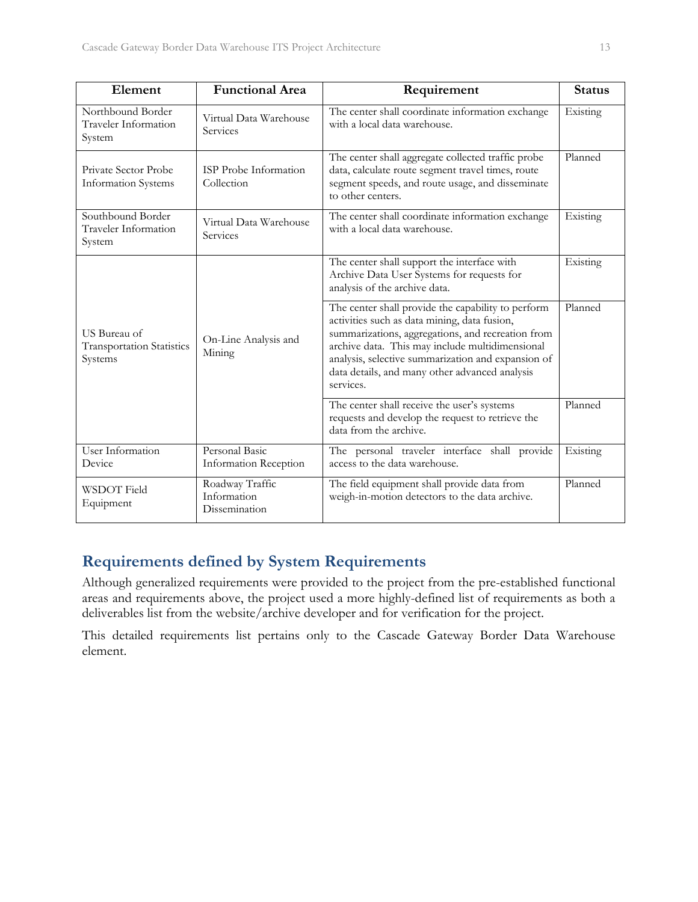| Element | Functional Area | Requirement | Status |
|---|---|---|---|
| Northbound Border Traveler Information System | Virtual Data Warehouse Services | The center shall coordinate information exchange with a local data warehouse. | Existing |
| Private Sector Probe Information Systems | ISP Probe Information Collection | The center shall aggregate collected traffic probe data, calculate route segment travel times, route segment speeds, and route usage, and disseminate to other centers. | Planned |
| Southbound Border Traveler Information System | Virtual Data Warehouse Services | The center shall coordinate information exchange with a local data warehouse. | Existing |
| US Bureau of Transportation Statistics Systems | On-Line Analysis and Mining | The center shall support the interface with Archive Data User Systems for requests for analysis of the archive data. | Existing |
| | | The center shall provide the capability to perform activities such as data mining, data fusion, summarizations, aggregations, and recreation from archive data. This may include multidimensional analysis, selective summarization and expansion of data details, and many other advanced analysis services. | Planned |
| | | The center shall receive the user's systems requests and develop the request to retrieve the data from the archive. | Planned |
| User Information Device | Personal Basic Information Reception | The personal traveler interface shall provide access to the data warehouse. | Existing |
| WSDOT Field Equipment | Roadway Traffic Information Dissemination | The field equipment shall provide data from weigh-in-motion detectors to the data archive. | Planned |

## Requirements defined by System Requirements

Although generalized requirements were provided to the project from the pre-established functional areas and requirements above, the project used a more highly-defined list of requirements as both a deliverables list from the website/archive developer and for verification for the project.

This detailed requirements list pertains only to the Cascade Gateway Border Data Warehouse element.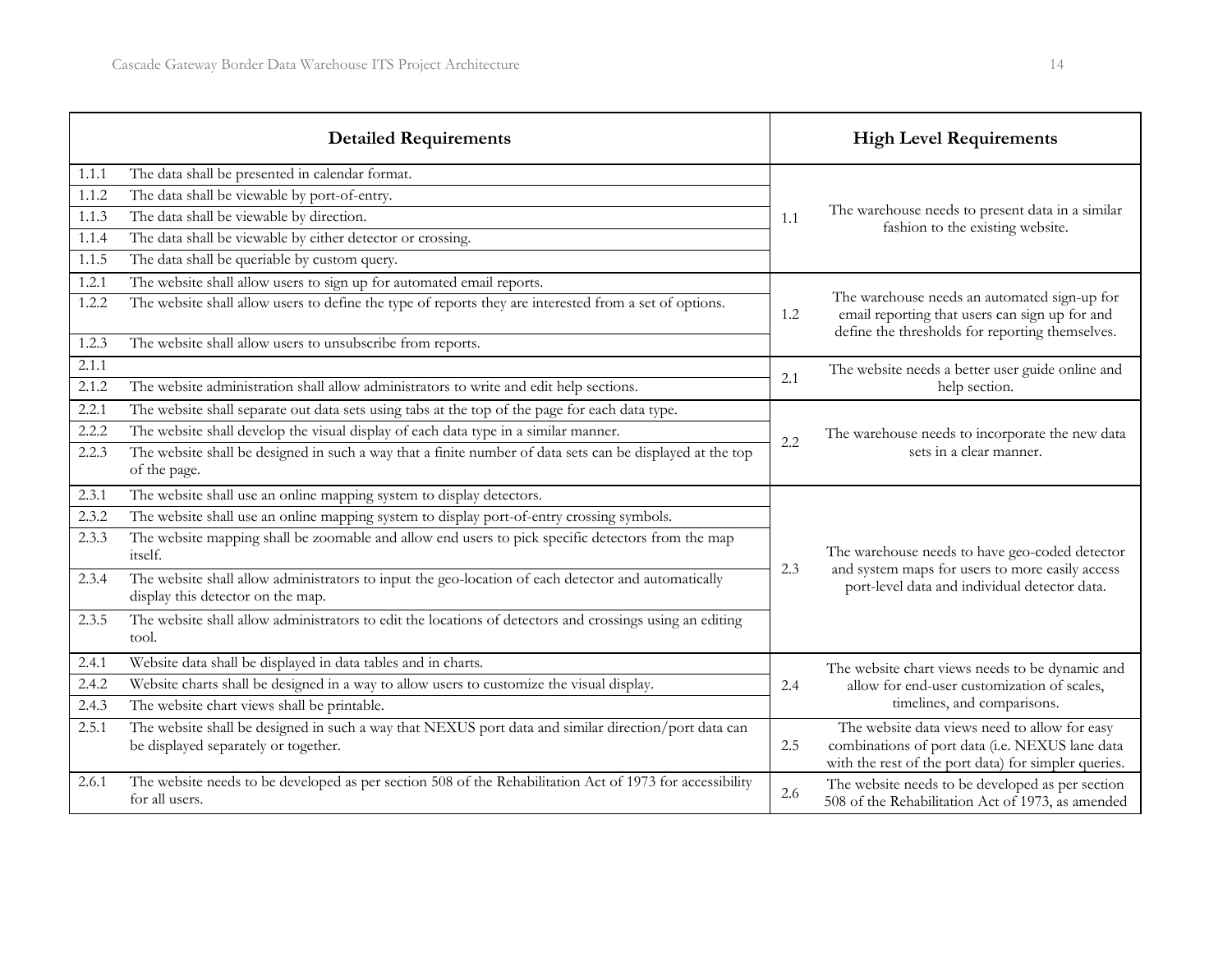| Detailed Requirements | | High Level Requirements | |
|---|---|---|---|
| 1.1.1 | The data shall be presented in calendar format. | 1.1 | The warehouse needs to present data in a similar fashion to the existing website. |
| 1.1.2 | The data shall be viewable by port-of-entry. | | |
| 1.1.3 | The data shall be viewable by direction. | | |
| 1.1.4 | The data shall be viewable by either detector or crossing. | | |
| 1.1.5 | The data shall be queriable by custom query. | | |
| 1.2.1 | The website shall allow users to sign up for automated email reports. | 1.2 | The warehouse needs an automated sign-up for email reporting that users can sign up for and define the thresholds for reporting themselves. |
| 1.2.2 | The website shall allow users to define the type of reports they are interested from a set of options. | | |
| 1.2.3 | The website shall allow users to unsubscribe from reports. | | |
| 2.1.1 | | 2.1 | The website needs a better user guide online and help section. |
| 2.1.2 | The website administration shall allow administrators to write and edit help sections. | | |
| 2.2.1 | The website shall separate out data sets using tabs at the top of the page for each data type. | 2.2 | The warehouse needs to incorporate the new data sets in a clear manner. |
| 2.2.2 | The website shall develop the visual display of each data type in a similar manner. | | |
| 2.2.3 | The website shall be designed in such a way that a finite number of data sets can be displayed at the top of the page. | | |
| 2.3.1 | The website shall use an online mapping system to display detectors. | 2.3 | The warehouse needs to have geo-coded detector and system maps for users to more easily access port-level data and individual detector data. |
| 2.3.2 | The website shall use an online mapping system to display port-of-entry crossing symbols. | | |
| 2.3.3 | The website mapping shall be zoomable and allow end users to pick specific detectors from the map itself. | | |
| 2.3.4 | The website shall allow administrators to input the geo-location of each detector and automatically display this detector on the map. | | |
| 2.3.5 | The website shall allow administrators to edit the locations of detectors and crossings using an editing tool. | | |
| 2.4.1 | Website data shall be displayed in data tables and in charts. | 2.4 | The website chart views needs to be dynamic and allow for end-user customization of scales, timelines, and comparisons. |
| 2.4.2 | Website charts shall be designed in a way to allow users to customize the visual display. | | |
| 2.4.3 | The website chart views shall be printable. | | |
| 2.5.1 | The website shall be designed in such a way that NEXUS port data and similar direction/port data can be displayed separately or together. | 2.5 | The website data views need to allow for easy combinations of port data (i.e. NEXUS lane data with the rest of the port data) for simpler queries. |
| 2.6.1 | The website needs to be developed as per section 508 of the Rehabilitation Act of 1973 for accessibility for all users. | 2.6 | The website needs to be developed as per section 508 of the Rehabilitation Act of 1973, as amended |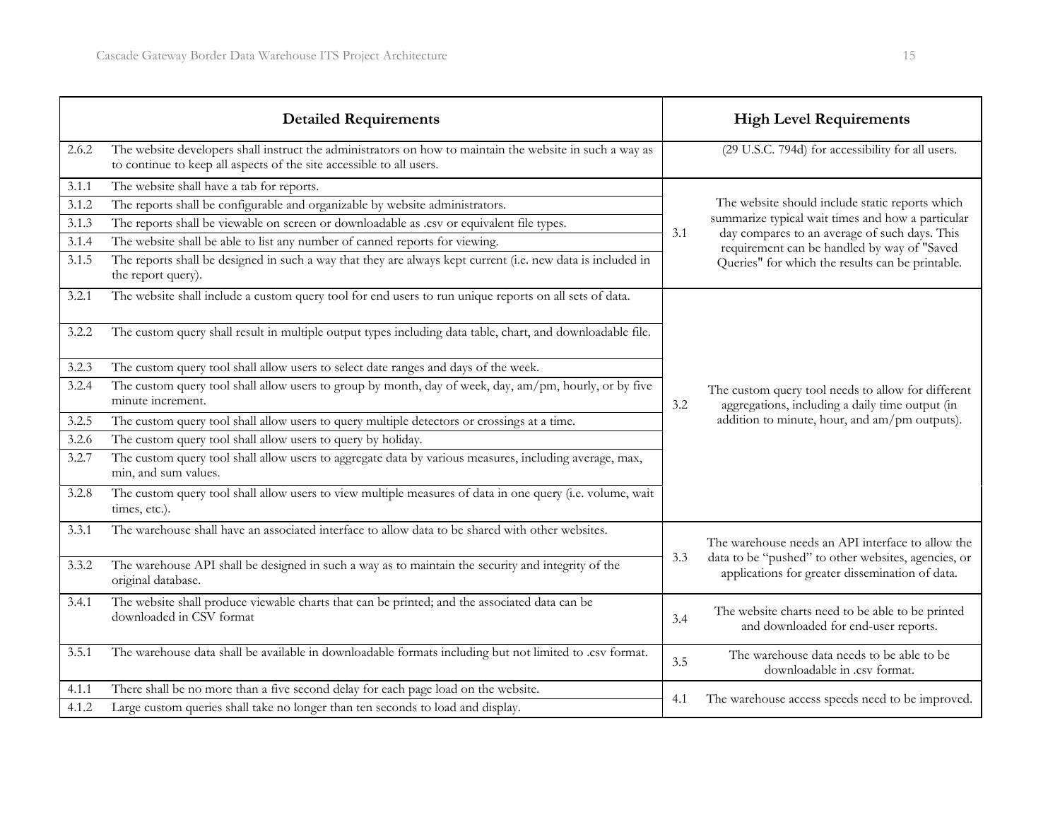| Detailed Requirements | | High Level Requirements | |
|---|---|---|---|
| 2.6.2 | The website developers shall instruct the administrators on how to maintain the website in such a way as to continue to keep all aspects of the site accessible to all users. | | (29 U.S.C. 794d) for accessibility for all users. |
| 3.1.1 | The website shall have a tab for reports. | 3.1 | The website should include static reports which summarize typical wait times and how a particular day compares to an average of such days. This requirement can be handled by way of "Saved Queries" for which the results can be printable. |
| 3.1.2 | The reports shall be configurable and organizable by website administrators. | | |
| 3.1.3 | The reports shall be viewable on screen or downloadable as .csv or equivalent file types. | | |
| 3.1.4 | The website shall be able to list any number of canned reports for viewing. | | |
| 3.1.5 | The reports shall be designed in such a way that they are always kept current (i.e. new data is included in the report query). | | |
| 3.2.1 | The website shall include a custom query tool for end users to run unique reports on all sets of data. | 3.2 | The custom query tool needs to allow for different aggregations, including a daily time output (in addition to minute, hour, and am/pm outputs). |
| 3.2.2 | The custom query shall result in multiple output types including data table, chart, and downloadable file. | | |
| 3.2.3 | The custom query tool shall allow users to select date ranges and days of the week. | | |
| 3.2.4 | The custom query tool shall allow users to group by month, day of week, day, am/pm, hourly, or by five minute increment. | | |
| 3.2.5 | The custom query tool shall allow users to query multiple detectors or crossings at a time. | | |
| 3.2.6 | The custom query tool shall allow users to query by holiday. | | |
| 3.2.7 | The custom query tool shall allow users to aggregate data by various measures, including average, max, min, and sum values. | | |
| 3.2.8 | The custom query tool shall allow users to view multiple measures of data in one query (i.e. volume, wait times, etc.). | | |
| 3.3.1 | The warehouse shall have an associated interface to allow data to be shared with other websites. | 3.3 | The warehouse needs an API interface to allow the data to be "pushed" to other websites, agencies, or applications for greater dissemination of data. |
| 3.3.2 | The warehouse API shall be designed in such a way as to maintain the security and integrity of the original database. | | |
| 3.4.1 | The website shall produce viewable charts that can be printed; and the associated data can be downloaded in CSV format | 3.4 | The website charts need to be able to be printed and downloaded for end-user reports. |
| 3.5.1 | The warehouse data shall be available in downloadable formats including but not limited to .csv format. | 3.5 | The warehouse data needs to be able to be downloadable in .csv format. |
| 4.1.1 | There shall be no more than a five second delay for each page load on the website. | 4.1 | The warehouse access speeds need to be improved. |
| 4.1.2 | Large custom queries shall take no longer than ten seconds to load and display. | | |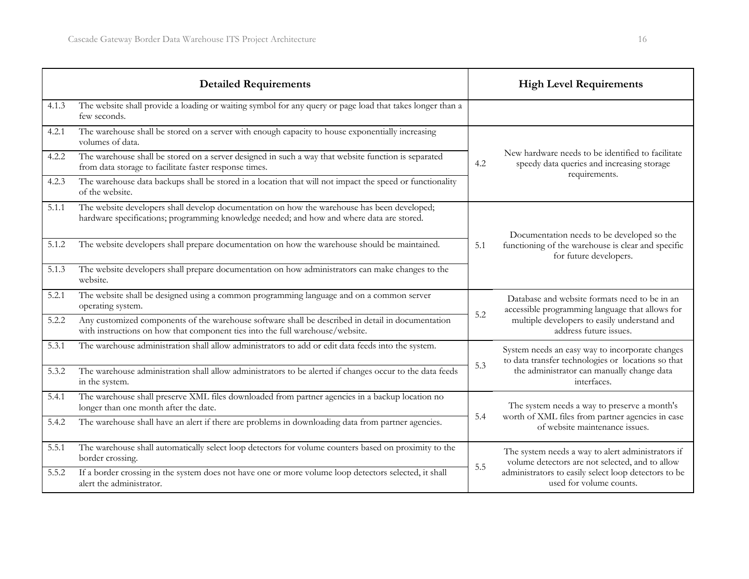| | Detailed Requirements | | High Level Requirements |
|---|---|---|---|
| 4.1.3 | The website shall provide a loading or waiting symbol for any query or page load that takes longer than a few seconds. | | |
| 4.2.1 | The warehouse shall be stored on a server with enough capacity to house exponentially increasing volumes of data. | 4.2 | New hardware needs to be identified to facilitate speedy data queries and increasing storage requirements. |
| 4.2.2 | The warehouse shall be stored on a server designed in such a way that website function is separated from data storage to facilitate faster response times. | | |
| 4.2.3 | The warehouse data backups shall be stored in a location that will not impact the speed or functionality of the website. | | |
| 5.1.1 | The website developers shall develop documentation on how the warehouse has been developed; hardware specifications; programming knowledge needed; and how and where data are stored. | 5.1 | Documentation needs to be developed so the functioning of the warehouse is clear and specific for future developers. |
| 5.1.2 | The website developers shall prepare documentation on how the warehouse should be maintained. | | |
| 5.1.3 | The website developers shall prepare documentation on how administrators can make changes to the website. | | |
| 5.2.1 | The website shall be designed using a common programming language and on a common server operating system. | 5.2 | Database and website formats need to be in an accessible programming language that allows for multiple developers to easily understand and address future issues. |
| 5.2.2 | Any customized components of the warehouse software shall be described in detail in documentation with instructions on how that component ties into the full warehouse/website. | | |
| 5.3.1 | The warehouse administration shall allow administrators to add or edit data feeds into the system. | 5.3 | System needs an easy way to incorporate changes to data transfer technologies or locations so that the administrator can manually change data interfaces. |
| 5.3.2 | The warehouse administration shall allow administrators to be alerted if changes occur to the data feeds in the system. | | |
| 5.4.1 | The warehouse shall preserve XML files downloaded from partner agencies in a backup location no longer than one month after the date. | 5.4 | The system needs a way to preserve a month's worth of XML files from partner agencies in case of website maintenance issues. |
| 5.4.2 | The warehouse shall have an alert if there are problems in downloading data from partner agencies. | | |
| 5.5.1 | The warehouse shall automatically select loop detectors for volume counters based on proximity to the border crossing. | 5.5 | The system needs a way to alert administrators if volume detectors are not selected, and to allow administrators to easily select loop detectors to be used for volume counts. |
| 5.5.2 | If a border crossing in the system does not have one or more volume loop detectors selected, it shall alert the administrator. | | |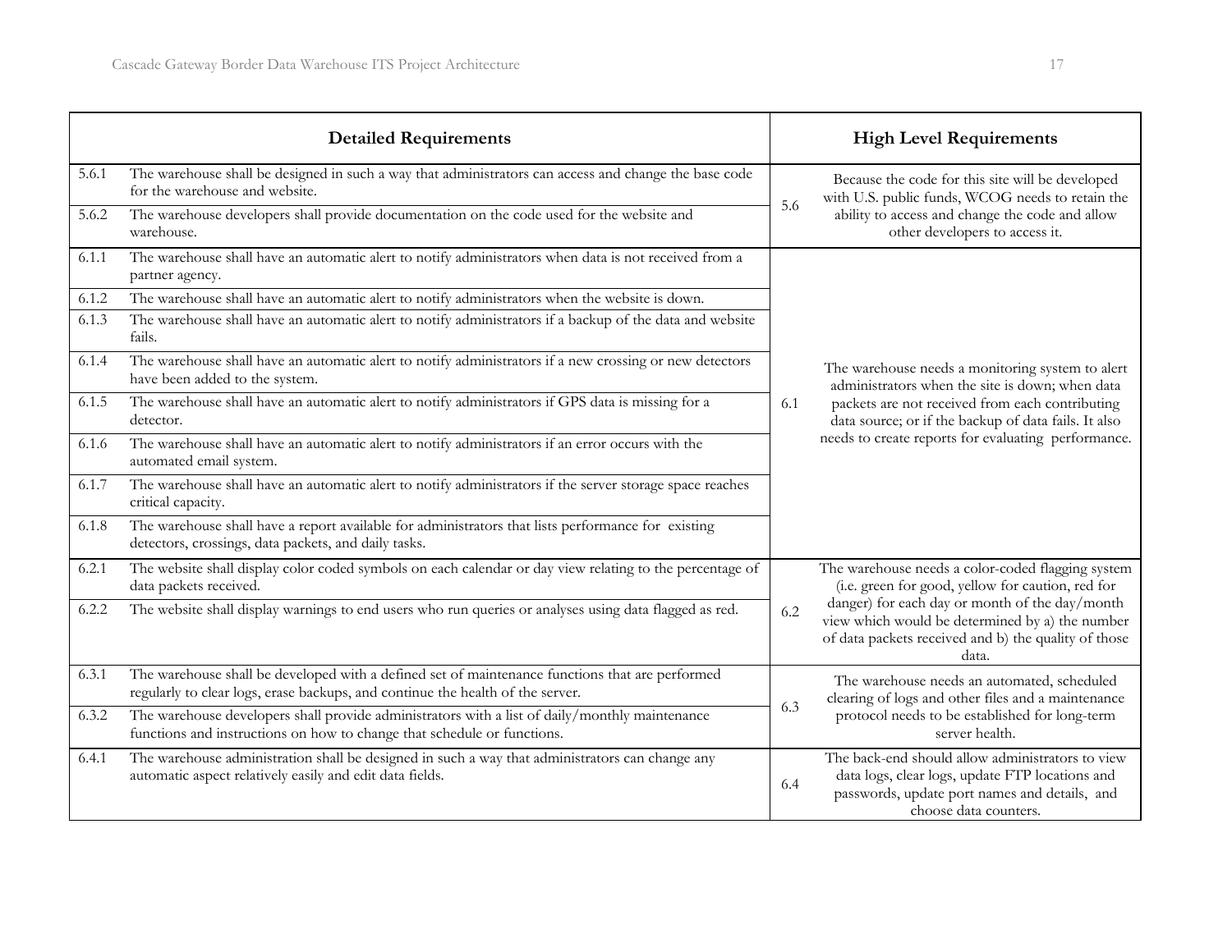| | Detailed Requirements | | High Level Requirements |
|---|---|---|---|
| 5.6.1 | The warehouse shall be designed in such a way that administrators can access and change the base code for the warehouse and website. | 5.6 | Because the code for this site will be developed with U.S. public funds, WCOG needs to retain the ability to access and change the code and allow other developers to access it. |
| 5.6.2 | The warehouse developers shall provide documentation on the code used for the website and warehouse. | | |
| 6.1.1 | The warehouse shall have an automatic alert to notify administrators when data is not received from a partner agency. | 6.1 | The warehouse needs a monitoring system to alert administrators when the site is down; when data packets are not received from each contributing data source; or if the backup of data fails. It also needs to create reports for evaluating performance. |
| 6.1.2 | The warehouse shall have an automatic alert to notify administrators when the website is down. | | |
| 6.1.3 | The warehouse shall have an automatic alert to notify administrators if a backup of the data and website fails. | | |
| 6.1.4 | The warehouse shall have an automatic alert to notify administrators if a new crossing or new detectors have been added to the system. | | |
| 6.1.5 | The warehouse shall have an automatic alert to notify administrators if GPS data is missing for a detector. | | |
| 6.1.6 | The warehouse shall have an automatic alert to notify administrators if an error occurs with the automated email system. | | |
| 6.1.7 | The warehouse shall have an automatic alert to notify administrators if the server storage space reaches critical capacity. | | |
| 6.1.8 | The warehouse shall have a report available for administrators that lists performance for existing detectors, crossings, data packets, and daily tasks. | | |
| 6.2.1 | The website shall display color coded symbols on each calendar or day view relating to the percentage of data packets received. | 6.2 | The warehouse needs a color-coded flagging system (i.e. green for good, yellow for caution, red for danger) for each day or month of the day/month view which would be determined by a) the number of data packets received and b) the quality of those data. |
| 6.2.2 | The website shall display warnings to end users who run queries or analyses using data flagged as red. | | |
| 6.3.1 | The warehouse shall be developed with a defined set of maintenance functions that are performed regularly to clear logs, erase backups, and continue the health of the server. | 6.3 | The warehouse needs an automated, scheduled clearing of logs and other files and a maintenance protocol needs to be established for long-term server health. |
| 6.3.2 | The warehouse developers shall provide administrators with a list of daily/monthly maintenance functions and instructions on how to change that schedule or functions. | | |
| 6.4.1 | The warehouse administration shall be designed in such a way that administrators can change any automatic aspect relatively easily and edit data fields. | 6.4 | The back-end should allow administrators to view data logs, clear logs, update FTP locations and passwords, update port names and details, and choose data counters. |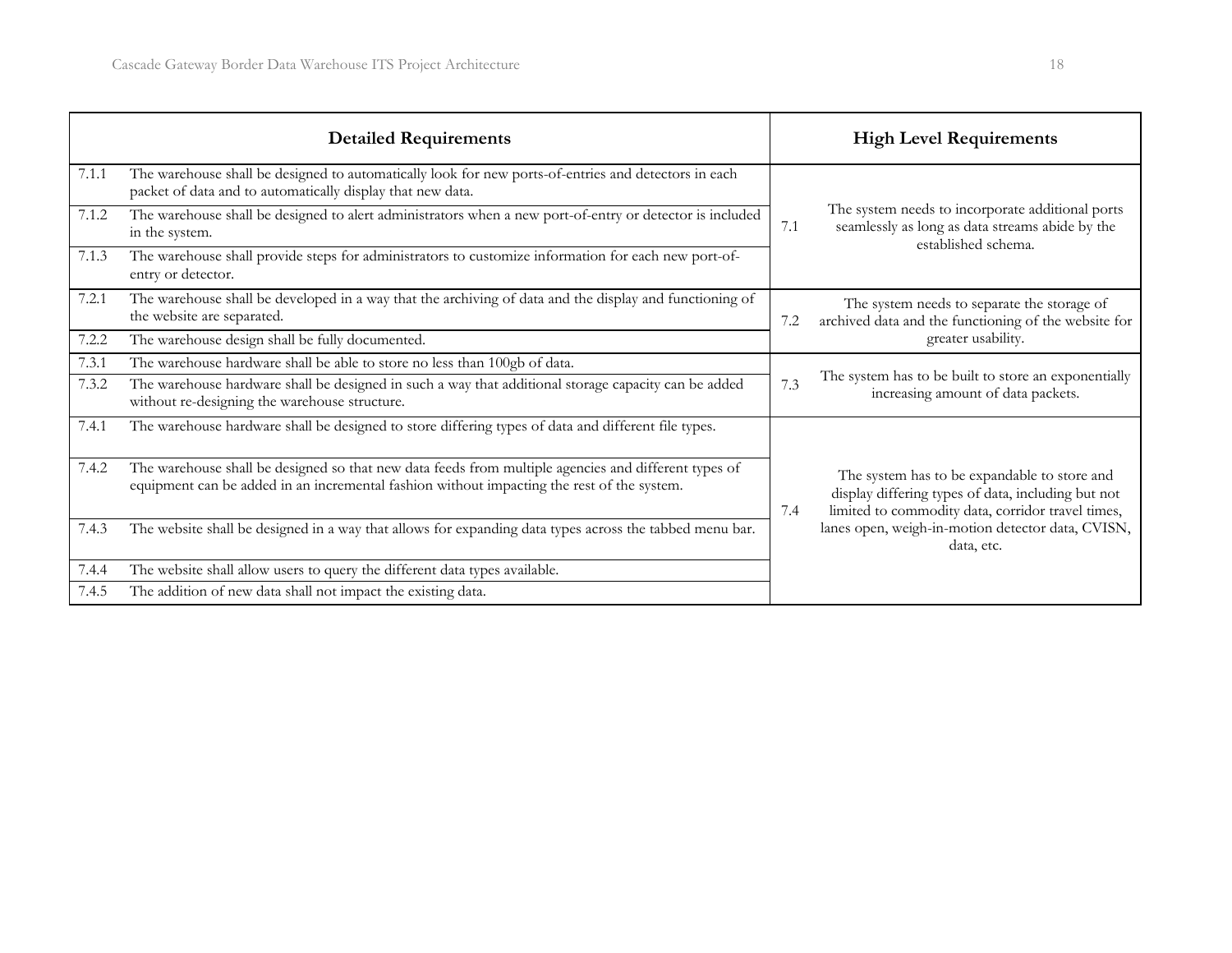| Detailed Requirements | | High Level Requirements | |
|---|---|---|---|
| 7.1.1 | The warehouse shall be designed to automatically look for new ports-of-entries and detectors in each packet of data and to automatically display that new data. | 7.1 | The system needs to incorporate additional ports seamlessly as long as data streams abide by the established schema. |
| 7.1.2 | The warehouse shall be designed to alert administrators when a new port-of-entry or detector is included in the system. | | |
| 7.1.3 | The warehouse shall provide steps for administrators to customize information for each new port-of-entry or detector. | | |
| 7.2.1 | The warehouse shall be developed in a way that the archiving of data and the display and functioning of the website are separated. | 7.2 | The system needs to separate the storage of archived data and the functioning of the website for greater usability. |
| 7.2.2 | The warehouse design shall be fully documented. | | |
| 7.3.1 | The warehouse hardware shall be able to store no less than 100gb of data. | 7.3 | The system has to be built to store an exponentially increasing amount of data packets. |
| 7.3.2 | The warehouse hardware shall be designed in such a way that additional storage capacity can be added without re-designing the warehouse structure. | | |
| 7.4.1 | The warehouse hardware shall be designed to store differing types of data and different file types. | 7.4 | The system has to be expandable to store and display differing types of data, including but not limited to commodity data, corridor travel times, lanes open, weigh-in-motion detector data, CVISN, data, etc. |
| 7.4.2 | The warehouse shall be designed so that new data feeds from multiple agencies and different types of equipment can be added in an incremental fashion without impacting the rest of the system. | | |
| 7.4.3 | The website shall be designed in a way that allows for expanding data types across the tabbed menu bar. | | |
| 7.4.4 | The website shall allow users to query the different data types available. | | |
| 7.4.5 | The addition of new data shall not impact the existing data. | | |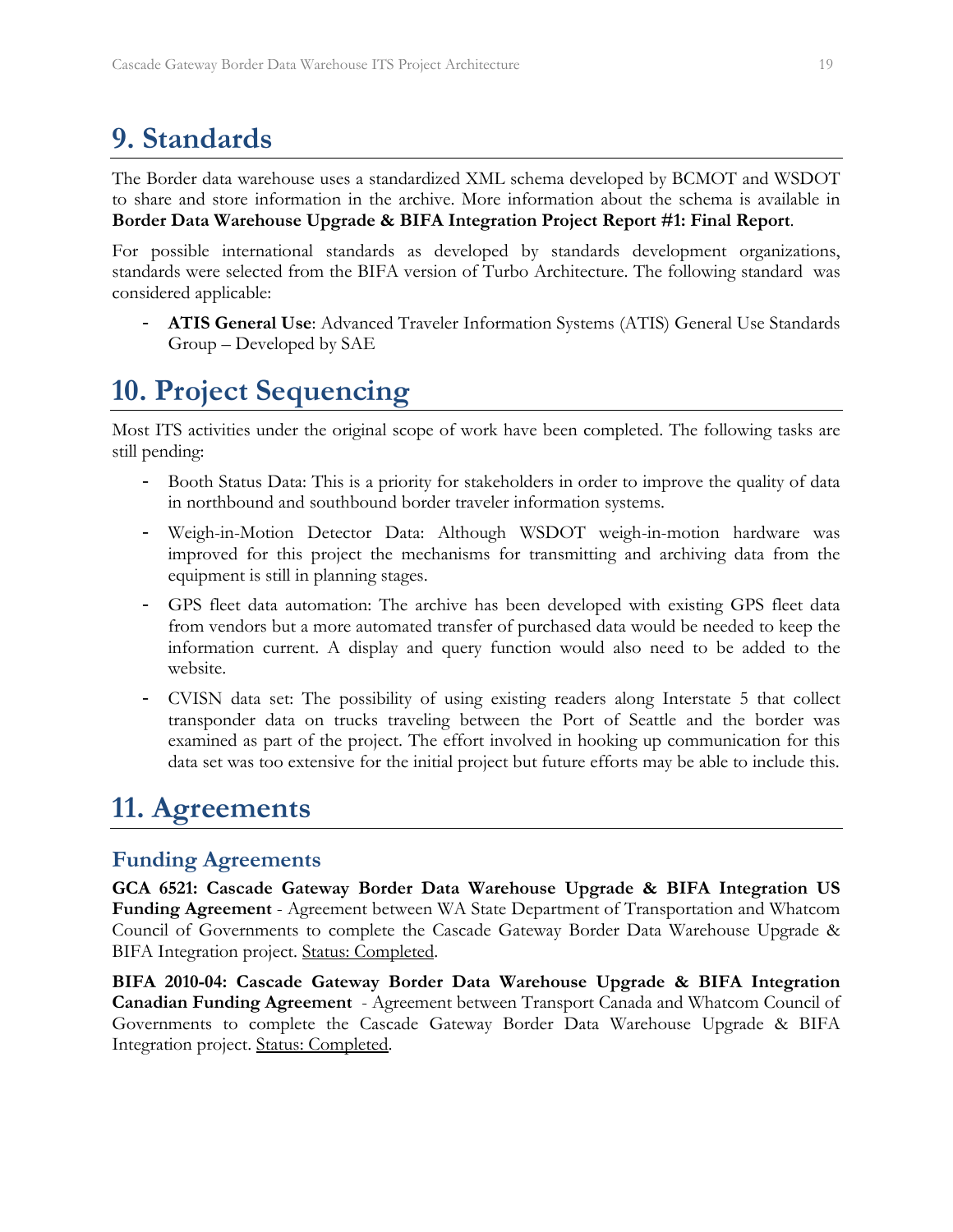# 9. Standards

The Border data warehouse uses a standardized XML schema developed by BCMOT and WSDOT to share and store information in the archive. More information about the schema is available in **Border Data Warehouse Upgrade & BIFA Integration Project Report #1: Final Report**.

For possible international standards as developed by standards development organizations, standards were selected from the BIFA version of Turbo Architecture. The following standard was considered applicable:

- **ATIS General Use**: Advanced Traveler Information Systems (ATIS) General Use Standards Group – Developed by SAE

# 10. Project Sequencing

Most ITS activities under the original scope of work have been completed. The following tasks are still pending:

- Booth Status Data: This is a priority for stakeholders in order to improve the quality of data in northbound and southbound border traveler information systems.
- Weigh-in-Motion Detector Data: Although WSDOT weigh-in-motion hardware was improved for this project the mechanisms for transmitting and archiving data from the equipment is still in planning stages.
- GPS fleet data automation: The archive has been developed with existing GPS fleet data from vendors but a more automated transfer of purchased data would be needed to keep the information current. A display and query function would also need to be added to the website.
- CVISN data set: The possibility of using existing readers along Interstate 5 that collect transponder data on trucks traveling between the Port of Seattle and the border was examined as part of the project. The effort involved in hooking up communication for this data set was too extensive for the initial project but future efforts may be able to include this.

# 11. Agreements

## Funding Agreements

**GCA 6521: Cascade Gateway Border Data Warehouse Upgrade & BIFA Integration US Funding Agreement** - Agreement between WA State Department of Transportation and Whatcom Council of Governments to complete the Cascade Gateway Border Data Warehouse Upgrade & BIFA Integration project. Status: Completed.

**BIFA 2010-04: Cascade Gateway Border Data Warehouse Upgrade & BIFA Integration Canadian Funding Agreement** - Agreement between Transport Canada and Whatcom Council of Governments to complete the Cascade Gateway Border Data Warehouse Upgrade & BIFA Integration project. Status: Completed.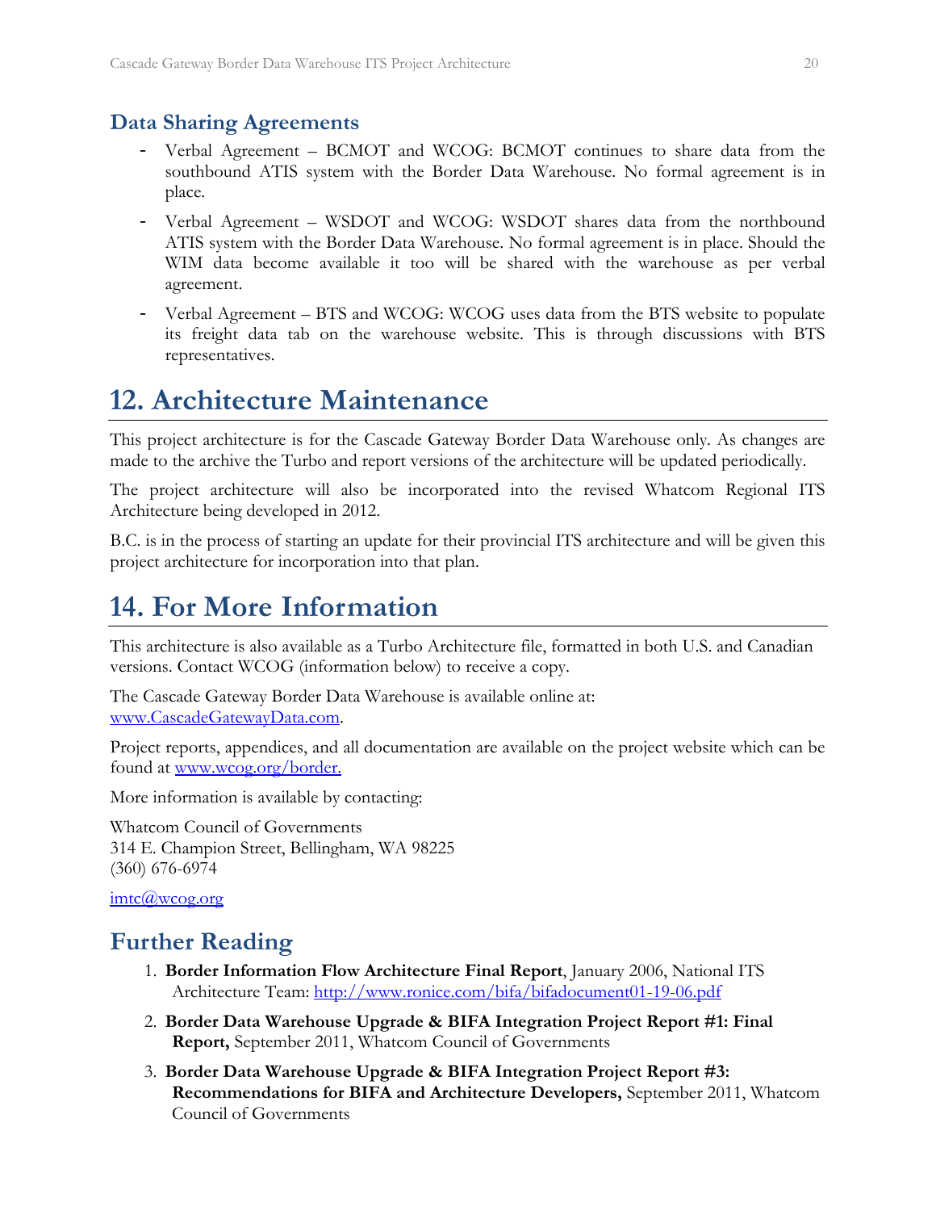## Data Sharing Agreements

- Verbal Agreement – BCMOT and WCOG: BCMOT continues to share data from the southbound ATIS system with the Border Data Warehouse. No formal agreement is in place.
- Verbal Agreement – WSDOT and WCOG: WSDOT shares data from the northbound ATIS system with the Border Data Warehouse. No formal agreement is in place. Should the WIM data become available it too will be shared with the warehouse as per verbal agreement.
- Verbal Agreement – BTS and WCOG: WCOG uses data from the BTS website to populate its freight data tab on the warehouse website. This is through discussions with BTS representatives.

# 12. Architecture Maintenance

This project architecture is for the Cascade Gateway Border Data Warehouse only. As changes are made to the archive the Turbo and report versions of the architecture will be updated periodically.

The project architecture will also be incorporated into the revised Whatcom Regional ITS Architecture being developed in 2012.

B.C. is in the process of starting an update for their provincial ITS architecture and will be given this project architecture for incorporation into that plan.

# 14. For More Information

This architecture is also available as a Turbo Architecture file, formatted in both U.S. and Canadian versions. Contact WCOG (information below) to receive a copy.

The Cascade Gateway Border Data Warehouse is available online at: www.CascadeGatewayData.com.

Project reports, appendices, and all documentation are available on the project website which can be found at www.wcog.org/border.

More information is available by contacting:

Whatcom Council of Governments
314 E. Champion Street, Bellingham, WA 98225
(360) 676-6974

imtc@wcog.org

## Further Reading

1. **Border Information Flow Architecture Final Report**, January 2006, National ITS Architecture Team: http://www.ronice.com/bifa/bifadocument01-19-06.pdf
2. **Border Data Warehouse Upgrade & BIFA Integration Project Report #1: Final Report,** September 2011, Whatcom Council of Governments
3. **Border Data Warehouse Upgrade & BIFA Integration Project Report #3: Recommendations for BIFA and Architecture Developers,** September 2011, Whatcom Council of Governments